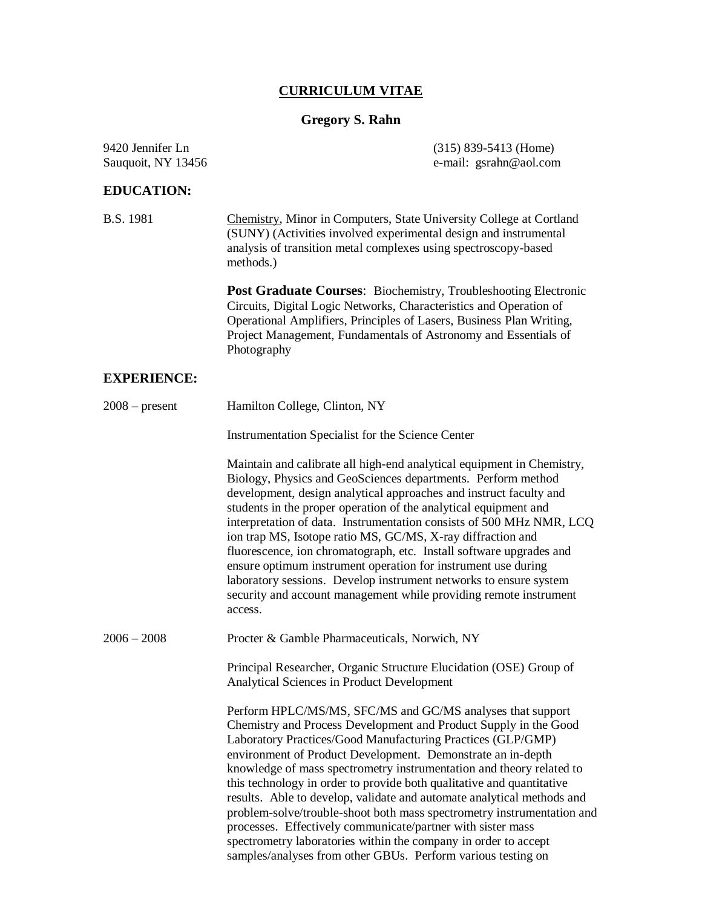# CURRICULUM VITAE

## Gregory S. Rahn

9420 Jennifer Ln
Sauquoit, NY 13456

(315) 839-5413 (Home)
e-mail: gsrahn@aol.com

## EDUCATION:

B.S. 1981 — Chemistry, Minor in Computers, State University College at Cortland (SUNY) (Activities involved experimental design and instrumental analysis of transition metal complexes using spectroscopy-based methods.)

**Post Graduate Courses**: Biochemistry, Troubleshooting Electronic Circuits, Digital Logic Networks, Characteristics and Operation of Operational Amplifiers, Principles of Lasers, Business Plan Writing, Project Management, Fundamentals of Astronomy and Essentials of Photography

## EXPERIENCE:

**2008 – present** Hamilton College, Clinton, NY

Instrumentation Specialist for the Science Center

Maintain and calibrate all high-end analytical equipment in Chemistry, Biology, Physics and GeoSciences departments. Perform method development, design analytical approaches and instruct faculty and students in the proper operation of the analytical equipment and interpretation of data. Instrumentation consists of 500 MHz NMR, LCQ ion trap MS, Isotope ratio MS, GC/MS, X-ray diffraction and fluorescence, ion chromatograph, etc. Install software upgrades and ensure optimum instrument operation for instrument use during laboratory sessions. Develop instrument networks to ensure system security and account management while providing remote instrument access.

**2006 – 2008** Procter & Gamble Pharmaceuticals, Norwich, NY

Principal Researcher, Organic Structure Elucidation (OSE) Group of Analytical Sciences in Product Development

Perform HPLC/MS/MS, SFC/MS and GC/MS analyses that support Chemistry and Process Development and Product Supply in the Good Laboratory Practices/Good Manufacturing Practices (GLP/GMP) environment of Product Development. Demonstrate an in-depth knowledge of mass spectrometry instrumentation and theory related to this technology in order to provide both qualitative and quantitative results. Able to develop, validate and automate analytical methods and problem-solve/trouble-shoot both mass spectrometry instrumentation and processes. Effectively communicate/partner with sister mass spectrometry laboratories within the company in order to accept samples/analyses from other GBUs. Perform various testing on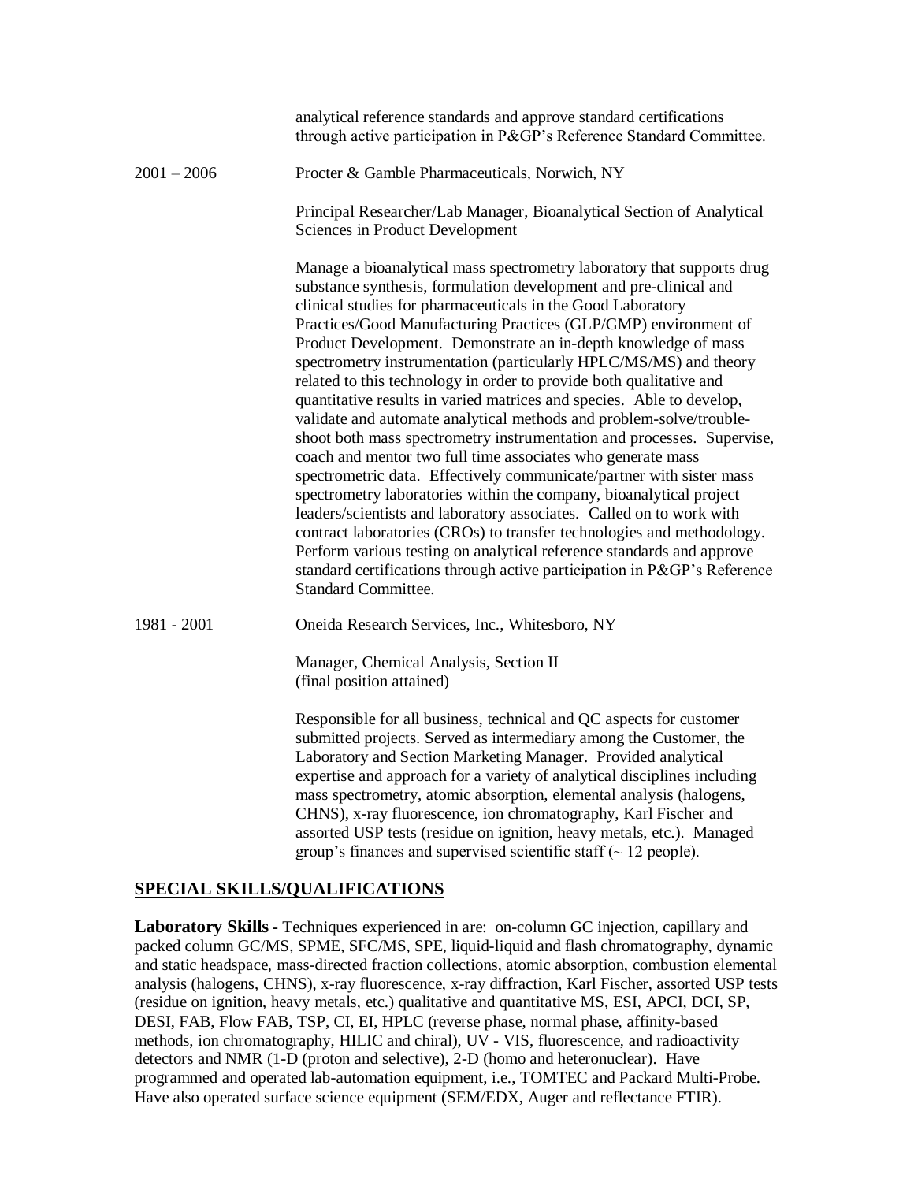analytical reference standards and approve standard certifications through active participation in P&GP's Reference Standard Committee.

2001 – 2006 Procter & Gamble Pharmaceuticals, Norwich, NY

Principal Researcher/Lab Manager, Bioanalytical Section of Analytical Sciences in Product Development

Manage a bioanalytical mass spectrometry laboratory that supports drug substance synthesis, formulation development and pre-clinical and clinical studies for pharmaceuticals in the Good Laboratory Practices/Good Manufacturing Practices (GLP/GMP) environment of Product Development. Demonstrate an in-depth knowledge of mass spectrometry instrumentation (particularly HPLC/MS/MS) and theory related to this technology in order to provide both qualitative and quantitative results in varied matrices and species. Able to develop, validate and automate analytical methods and problem-solve/trouble-shoot both mass spectrometry instrumentation and processes. Supervise, coach and mentor two full time associates who generate mass spectrometric data. Effectively communicate/partner with sister mass spectrometry laboratories within the company, bioanalytical project leaders/scientists and laboratory associates. Called on to work with contract laboratories (CROs) to transfer technologies and methodology. Perform various testing on analytical reference standards and approve standard certifications through active participation in P&GP's Reference Standard Committee.

1981 - 2001 Oneida Research Services, Inc., Whitesboro, NY

Manager, Chemical Analysis, Section II
(final position attained)

Responsible for all business, technical and QC aspects for customer submitted projects. Served as intermediary among the Customer, the Laboratory and Section Marketing Manager. Provided analytical expertise and approach for a variety of analytical disciplines including mass spectrometry, atomic absorption, elemental analysis (halogens, CHNS), x-ray fluorescence, ion chromatography, Karl Fischer and assorted USP tests (residue on ignition, heavy metals, etc.). Managed group's finances and supervised scientific staff (~ 12 people).

## SPECIAL SKILLS/QUALIFICATIONS

**Laboratory Skills -** Techniques experienced in are: on-column GC injection, capillary and packed column GC/MS, SPME, SFC/MS, SPE, liquid-liquid and flash chromatography, dynamic and static headspace, mass-directed fraction collections, atomic absorption, combustion elemental analysis (halogens, CHNS), x-ray fluorescence, x-ray diffraction, Karl Fischer, assorted USP tests (residue on ignition, heavy metals, etc.) qualitative and quantitative MS, ESI, APCI, DCI, SP, DESI, FAB, Flow FAB, TSP, CI, EI, HPLC (reverse phase, normal phase, affinity-based methods, ion chromatography, HILIC and chiral), UV - VIS, fluorescence, and radioactivity detectors and NMR (1-D (proton and selective), 2-D (homo and heteronuclear). Have programmed and operated lab-automation equipment, i.e., TOMTEC and Packard Multi-Probe. Have also operated surface science equipment (SEM/EDX, Auger and reflectance FTIR).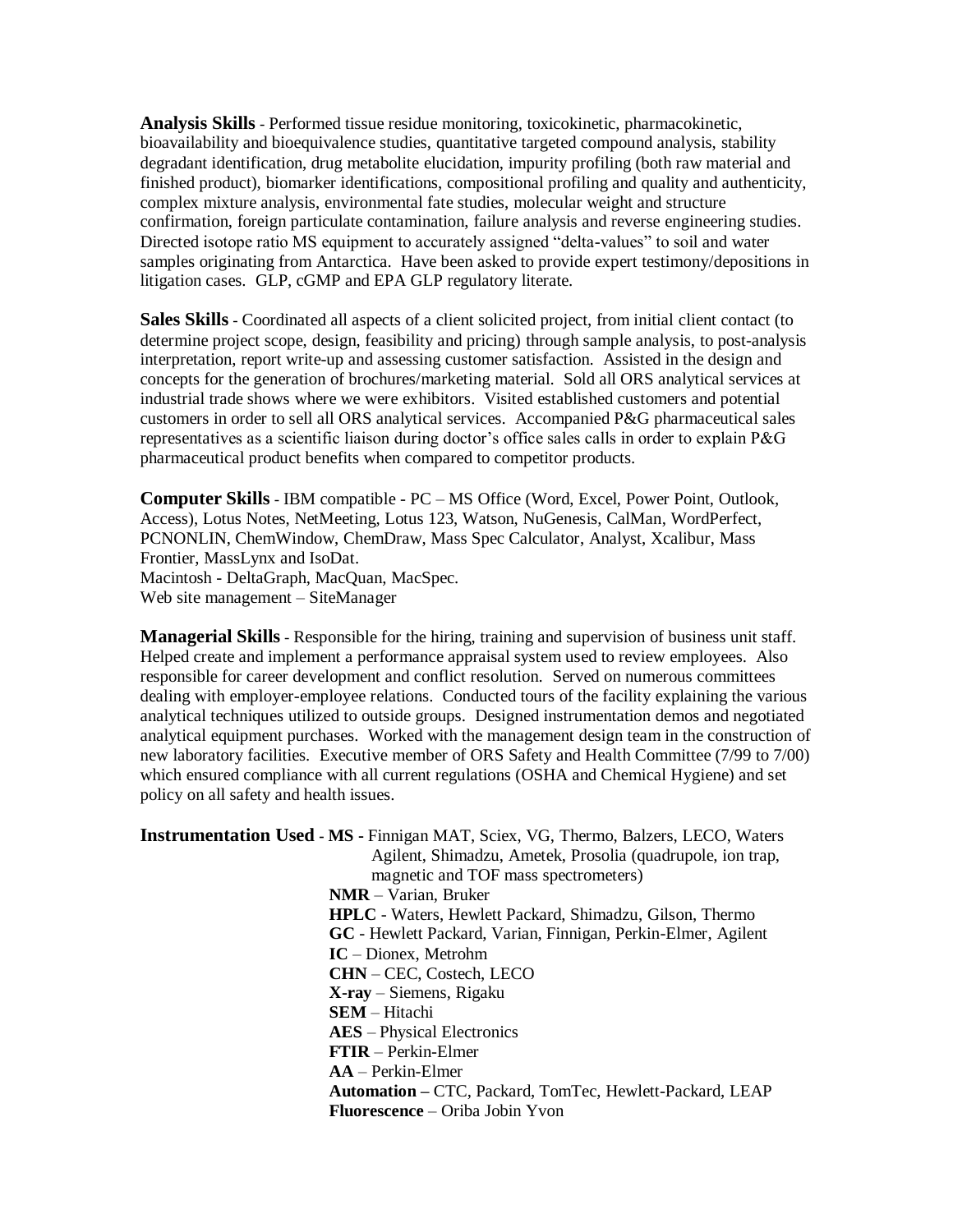**Analysis Skills** - Performed tissue residue monitoring, toxicokinetic, pharmacokinetic, bioavailability and bioequivalence studies, quantitative targeted compound analysis, stability degradant identification, drug metabolite elucidation, impurity profiling (both raw material and finished product), biomarker identifications, compositional profiling and quality and authenticity, complex mixture analysis, environmental fate studies, molecular weight and structure confirmation, foreign particulate contamination, failure analysis and reverse engineering studies. Directed isotope ratio MS equipment to accurately assigned "delta-values" to soil and water samples originating from Antarctica. Have been asked to provide expert testimony/depositions in litigation cases. GLP, cGMP and EPA GLP regulatory literate.

**Sales Skills** - Coordinated all aspects of a client solicited project, from initial client contact (to determine project scope, design, feasibility and pricing) through sample analysis, to post-analysis interpretation, report write-up and assessing customer satisfaction. Assisted in the design and concepts for the generation of brochures/marketing material. Sold all ORS analytical services at industrial trade shows where we were exhibitors. Visited established customers and potential customers in order to sell all ORS analytical services. Accompanied P&G pharmaceutical sales representatives as a scientific liaison during doctor's office sales calls in order to explain P&G pharmaceutical product benefits when compared to competitor products.

**Computer Skills** - IBM compatible - PC – MS Office (Word, Excel, Power Point, Outlook, Access), Lotus Notes, NetMeeting, Lotus 123, Watson, NuGenesis, CalMan, WordPerfect, PCNONLIN, ChemWindow, ChemDraw, Mass Spec Calculator, Analyst, Xcalibur, Mass Frontier, MassLynx and IsoDat.
Macintosh - DeltaGraph, MacQuan, MacSpec.
Web site management – SiteManager

**Managerial Skills** - Responsible for the hiring, training and supervision of business unit staff. Helped create and implement a performance appraisal system used to review employees. Also responsible for career development and conflict resolution. Served on numerous committees dealing with employer-employee relations. Conducted tours of the facility explaining the various analytical techniques utilized to outside groups. Designed instrumentation demos and negotiated analytical equipment purchases. Worked with the management design team in the construction of new laboratory facilities. Executive member of ORS Safety and Health Committee (7/99 to 7/00) which ensured compliance with all current regulations (OSHA and Chemical Hygiene) and set policy on all safety and health issues.

**Instrumentation Used** - **MS** - Finnigan MAT, Sciex, VG, Thermo, Balzers, LECO, Waters Agilent, Shimadzu, Ametek, Prosolia (quadrupole, ion trap, magnetic and TOF mass spectrometers)
**NMR** – Varian, Bruker
**HPLC** - Waters, Hewlett Packard, Shimadzu, Gilson, Thermo
**GC** - Hewlett Packard, Varian, Finnigan, Perkin-Elmer, Agilent
**IC** – Dionex, Metrohm
**CHN** – CEC, Costech, LECO
**X-ray** – Siemens, Rigaku
**SEM** – Hitachi
**AES** – Physical Electronics
**FTIR** – Perkin-Elmer
**AA** – Perkin-Elmer
**Automation** – CTC, Packard, TomTec, Hewlett-Packard, LEAP
**Fluorescence** – Oriba Jobin Yvon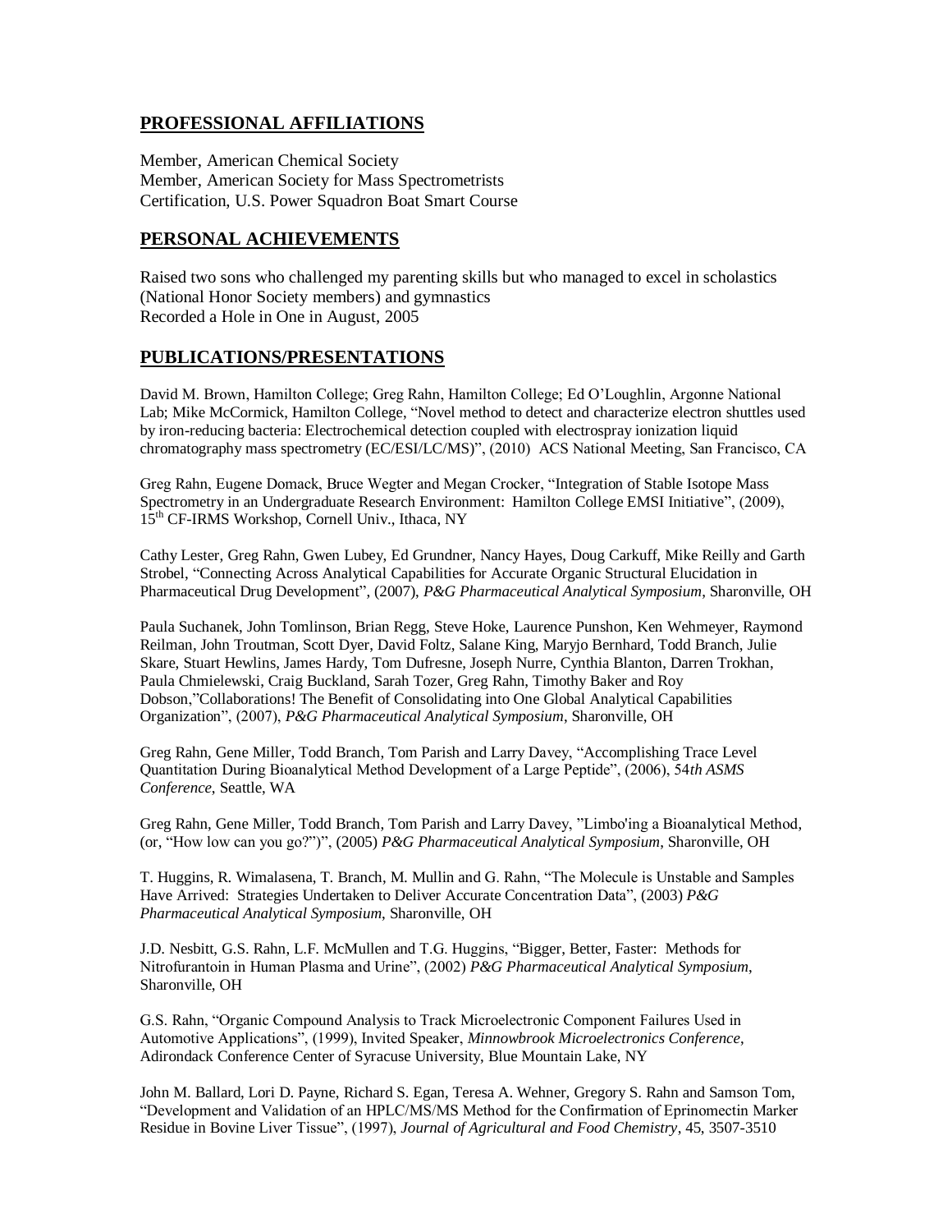## PROFESSIONAL AFFILIATIONS

Member, American Chemical Society
Member, American Society for Mass Spectrometrists
Certification, U.S. Power Squadron Boat Smart Course

## PERSONAL ACHIEVEMENTS

Raised two sons who challenged my parenting skills but who managed to excel in scholastics (National Honor Society members) and gymnastics
Recorded a Hole in One in August, 2005

## PUBLICATIONS/PRESENTATIONS

David M. Brown, Hamilton College; Greg Rahn, Hamilton College; Ed O'Loughlin, Argonne National Lab; Mike McCormick, Hamilton College, "Novel method to detect and characterize electron shuttles used by iron-reducing bacteria: Electrochemical detection coupled with electrospray ionization liquid chromatography mass spectrometry (EC/ESI/LC/MS)", (2010) ACS National Meeting, San Francisco, CA

Greg Rahn, Eugene Domack, Bruce Wegter and Megan Crocker, "Integration of Stable Isotope Mass Spectrometry in an Undergraduate Research Environment: Hamilton College EMSI Initiative", (2009), 15th CF-IRMS Workshop, Cornell Univ., Ithaca, NY

Cathy Lester, Greg Rahn, Gwen Lubey, Ed Grundner, Nancy Hayes, Doug Carkuff, Mike Reilly and Garth Strobel, "Connecting Across Analytical Capabilities for Accurate Organic Structural Elucidation in Pharmaceutical Drug Development", (2007), *P&G Pharmaceutical Analytical Symposium*, Sharonville, OH

Paula Suchanek, John Tomlinson, Brian Regg, Steve Hoke, Laurence Punshon, Ken Wehmeyer, Raymond Reilman, John Troutman, Scott Dyer, David Foltz, Salane King, Maryjo Bernhard, Todd Branch, Julie Skare, Stuart Hewlins, James Hardy, Tom Dufresne, Joseph Nurre, Cynthia Blanton, Darren Trokhan, Paula Chmielewski, Craig Buckland, Sarah Tozer, Greg Rahn, Timothy Baker and Roy Dobson,"Collaborations! The Benefit of Consolidating into One Global Analytical Capabilities Organization", (2007), *P&G Pharmaceutical Analytical Symposium*, Sharonville, OH

Greg Rahn, Gene Miller, Todd Branch, Tom Parish and Larry Davey, "Accomplishing Trace Level Quantitation During Bioanalytical Method Development of a Large Peptide", (2006), 54*th ASMS Conference*, Seattle, WA

Greg Rahn, Gene Miller, Todd Branch, Tom Parish and Larry Davey, "Limbo'ing a Bioanalytical Method, (or, "How low can you go?")", (2005) *P&G Pharmaceutical Analytical Symposium*, Sharonville, OH

T. Huggins, R. Wimalasena, T. Branch, M. Mullin and G. Rahn, "The Molecule is Unstable and Samples Have Arrived: Strategies Undertaken to Deliver Accurate Concentration Data", (2003) *P&G Pharmaceutical Analytical Symposium*, Sharonville, OH

J.D. Nesbitt, G.S. Rahn, L.F. McMullen and T.G. Huggins, "Bigger, Better, Faster: Methods for Nitrofurantoin in Human Plasma and Urine", (2002) *P&G Pharmaceutical Analytical Symposium*, Sharonville, OH

G.S. Rahn, "Organic Compound Analysis to Track Microelectronic Component Failures Used in Automotive Applications", (1999), Invited Speaker, *Minnowbrook Microelectronics Conference*, Adirondack Conference Center of Syracuse University, Blue Mountain Lake, NY

John M. Ballard, Lori D. Payne, Richard S. Egan, Teresa A. Wehner, Gregory S. Rahn and Samson Tom, "Development and Validation of an HPLC/MS/MS Method for the Confirmation of Eprinomectin Marker Residue in Bovine Liver Tissue", (1997), *Journal of Agricultural and Food Chemistry*, 45, 3507-3510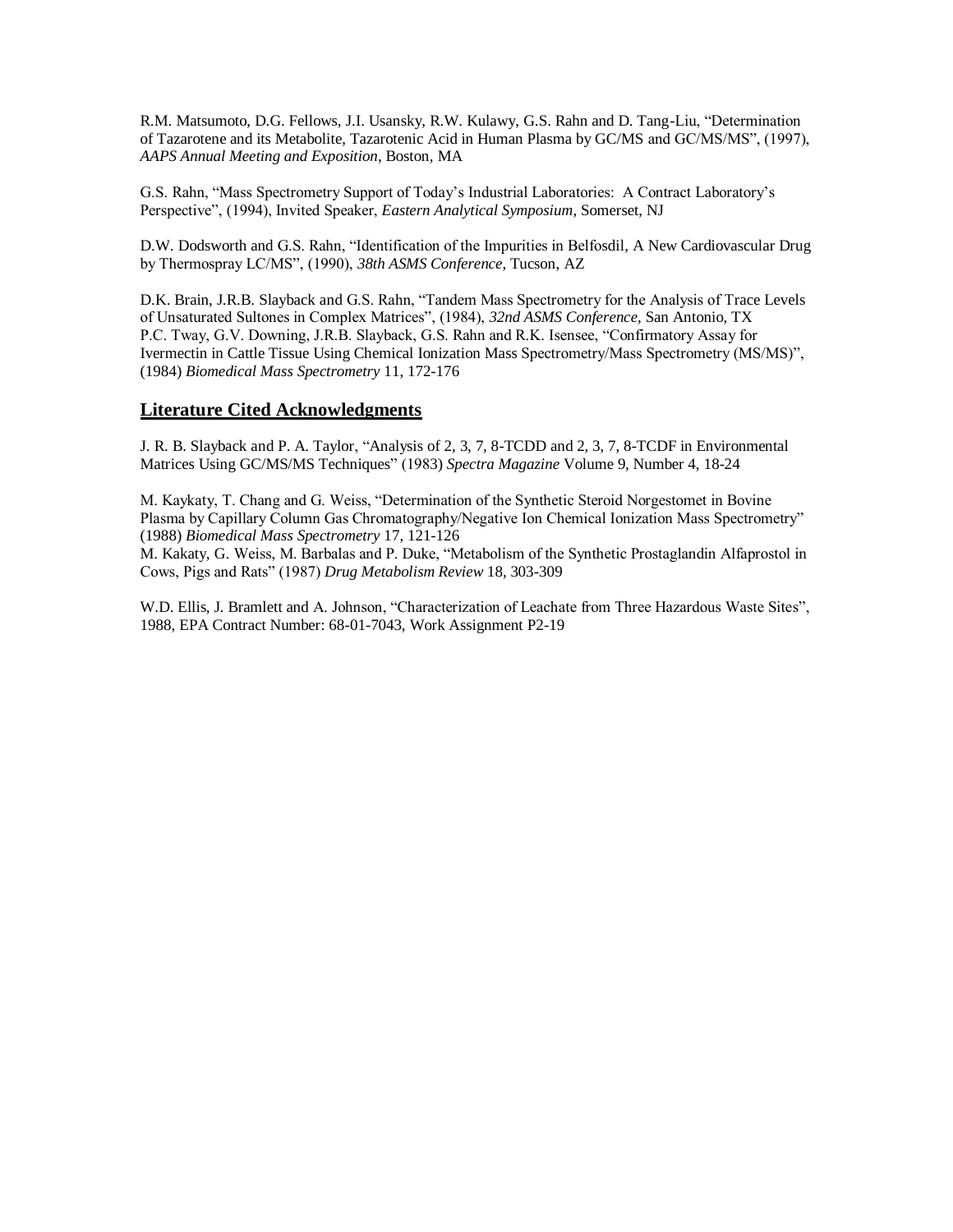R.M. Matsumoto, D.G. Fellows, J.I. Usansky, R.W. Kulawy, G.S. Rahn and D. Tang-Liu, "Determination of Tazarotene and its Metabolite, Tazarotenic Acid in Human Plasma by GC/MS and GC/MS/MS", (1997), *AAPS Annual Meeting and Exposition*, Boston, MA

G.S. Rahn, "Mass Spectrometry Support of Today's Industrial Laboratories: A Contract Laboratory's Perspective", (1994), Invited Speaker, *Eastern Analytical Symposium*, Somerset, NJ

D.W. Dodsworth and G.S. Rahn, "Identification of the Impurities in Belfosdil, A New Cardiovascular Drug by Thermospray LC/MS", (1990), *38th ASMS Conference*, Tucson, AZ

D.K. Brain, J.R.B. Slayback and G.S. Rahn, "Tandem Mass Spectrometry for the Analysis of Trace Levels of Unsaturated Sultones in Complex Matrices", (1984), *32nd ASMS Conference*, San Antonio, TX
P.C. Tway, G.V. Downing, J.R.B. Slayback, G.S. Rahn and R.K. Isensee, "Confirmatory Assay for Ivermectin in Cattle Tissue Using Chemical Ionization Mass Spectrometry/Mass Spectrometry (MS/MS)", (1984) *Biomedical Mass Spectrometry* 11, 172-176

## Literature Cited Acknowledgments

J. R. B. Slayback and P. A. Taylor, "Analysis of 2, 3, 7, 8-TCDD and 2, 3, 7, 8-TCDF in Environmental Matrices Using GC/MS/MS Techniques" (1983) *Spectra Magazine* Volume 9, Number 4, 18-24

M. Kaykaty, T. Chang and G. Weiss, "Determination of the Synthetic Steroid Norgestomet in Bovine Plasma by Capillary Column Gas Chromatography/Negative Ion Chemical Ionization Mass Spectrometry" (1988) *Biomedical Mass Spectrometry* 17, 121-126
M. Kakaty, G. Weiss, M. Barbalas and P. Duke, "Metabolism of the Synthetic Prostaglandin Alfaprostol in Cows, Pigs and Rats" (1987) *Drug Metabolism Review* 18, 303-309

W.D. Ellis, J. Bramlett and A. Johnson, "Characterization of Leachate from Three Hazardous Waste Sites", 1988, EPA Contract Number: 68-01-7043, Work Assignment P2-19